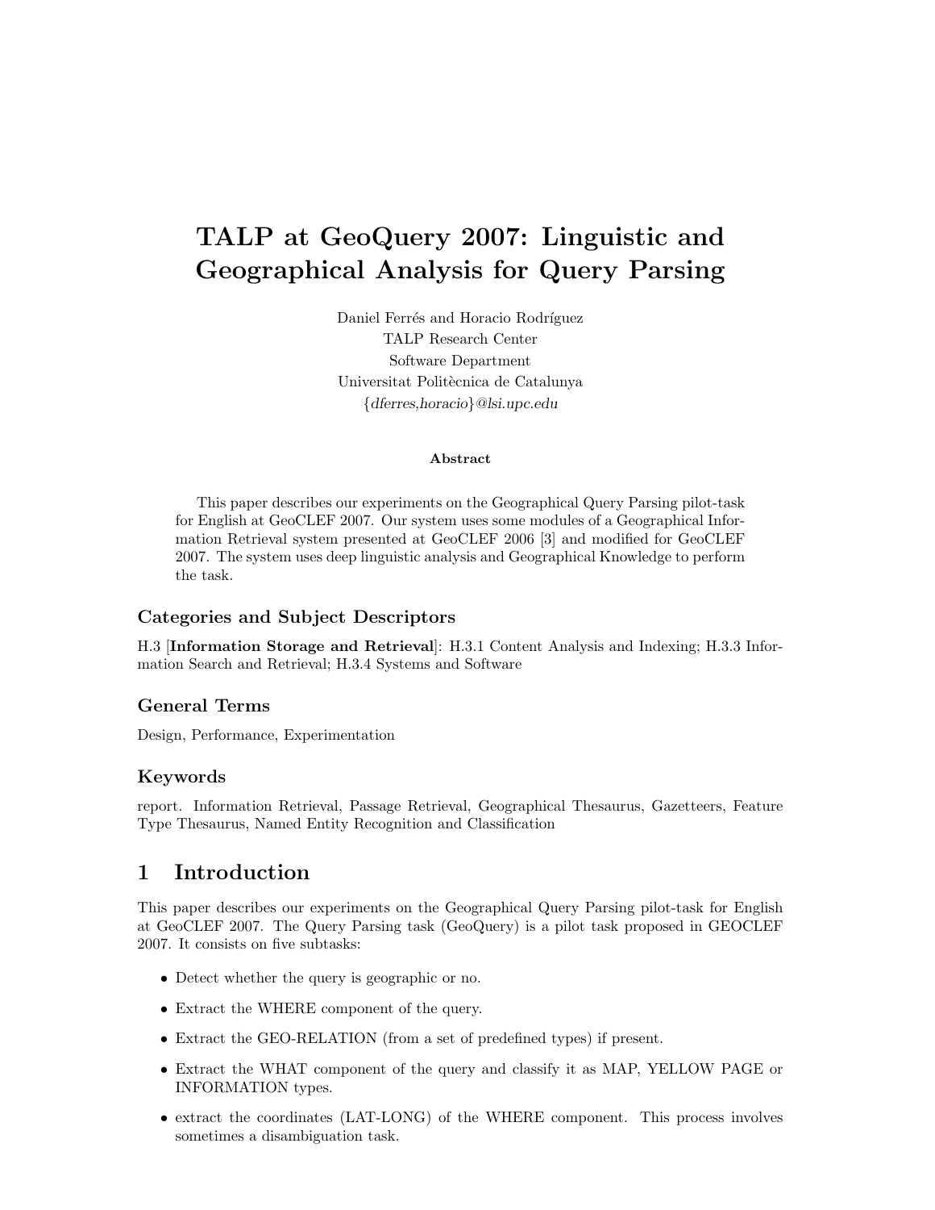# TALP at GeoQuery 2007: Linguistic and Geographical Analysis for Query Parsing

Daniel Ferrés and Horacio Rodríguez
TALP Research Center
Software Department
Universitat Politècnica de Catalunya
{*dferres,horacio*}*@lsi.upc.edu*

**Abstract**

This paper describes our experiments on the Geographical Query Parsing pilot-task for English at GeoCLEF 2007. Our system uses some modules of a Geographical Information Retrieval system presented at GeoCLEF 2006 [3] and modified for GeoCLEF 2007. The system uses deep linguistic analysis and Geographical Knowledge to perform the task.

### Categories and Subject Descriptors

H.3 [**Information Storage and Retrieval**]: H.3.1 Content Analysis and Indexing; H.3.3 Information Search and Retrieval; H.3.4 Systems and Software

### General Terms

Design, Performance, Experimentation

### Keywords

report. Information Retrieval, Passage Retrieval, Geographical Thesaurus, Gazetteers, Feature Type Thesaurus, Named Entity Recognition and Classification

## 1 Introduction

This paper describes our experiments on the Geographical Query Parsing pilot-task for English at GeoCLEF 2007. The Query Parsing task (GeoQuery) is a pilot task proposed in GEOCLEF 2007. It consists on five subtasks:

- Detect whether the query is geographic or no.
- Extract the WHERE component of the query.
- Extract the GEO-RELATION (from a set of predefined types) if present.
- Extract the WHAT component of the query and classify it as MAP, YELLOW PAGE or INFORMATION types.
- extract the coordinates (LAT-LONG) of the WHERE component. This process involves sometimes a disambiguation task.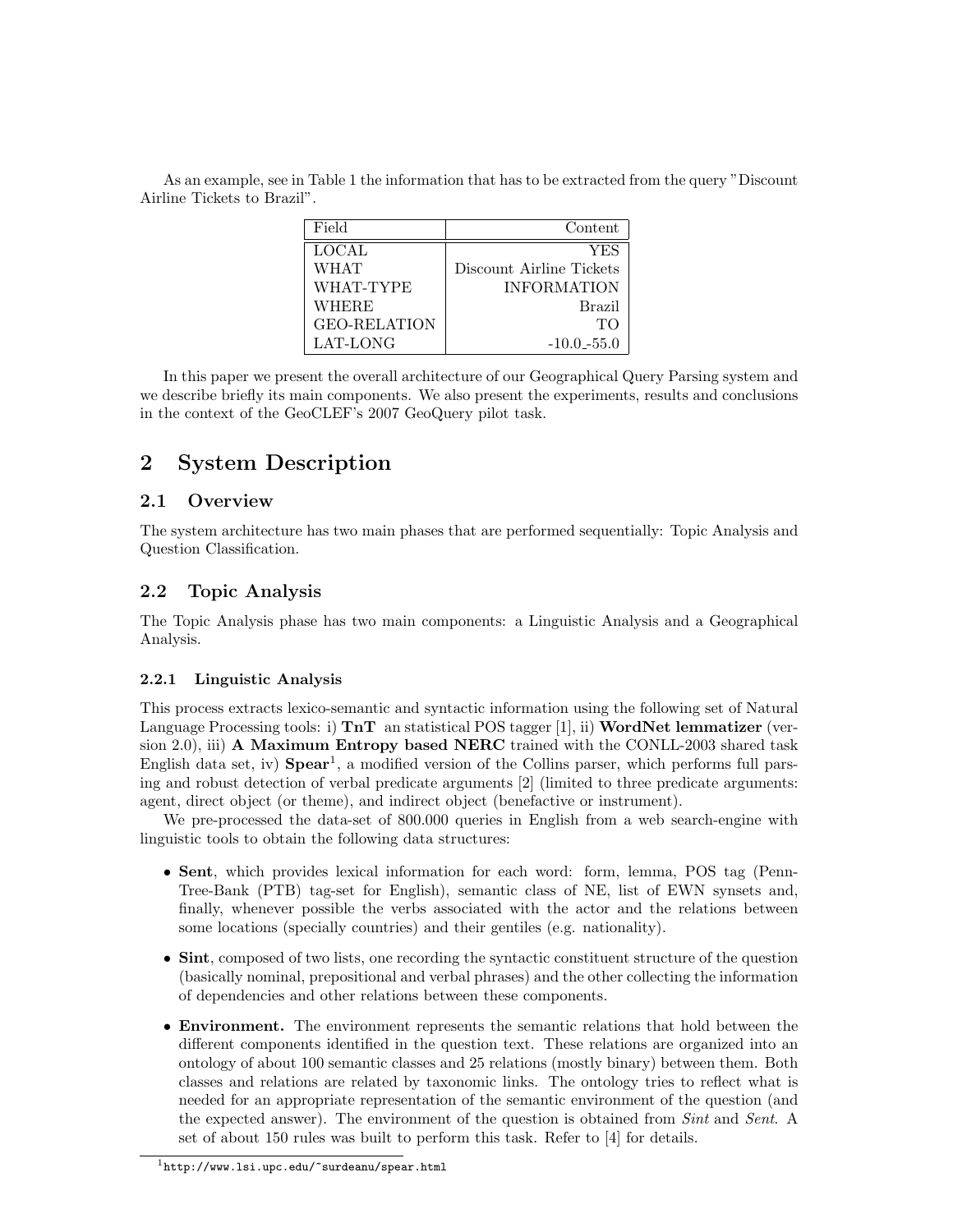As an example, see in Table 1 the information that has to be extracted from the query "Discount Airline Tickets to Brazil".

| Field | Content |
|---|---|
| LOCAL | YES |
| WHAT | Discount Airline Tickets |
| WHAT-TYPE | INFORMATION |
| WHERE | Brazil |
| GEO-RELATION | TO |
| LAT-LONG | -10.0_-55.0 |

In this paper we present the overall architecture of our Geographical Query Parsing system and we describe briefly its main components. We also present the experiments, results and conclusions in the context of the GeoCLEF's 2007 GeoQuery pilot task.

# 2 System Description

## 2.1 Overview

The system architecture has two main phases that are performed sequentially: Topic Analysis and Question Classification.

## 2.2 Topic Analysis

The Topic Analysis phase has two main components: a Linguistic Analysis and a Geographical Analysis.

### 2.2.1 Linguistic Analysis

This process extracts lexico-semantic and syntactic information using the following set of Natural Language Processing tools: i) **TnT** an statistical POS tagger [1], ii) **WordNet lemmatizer** (version 2.0), iii) **A Maximum Entropy based NERC** trained with the CONLL-2003 shared task English data set, iv) **Spear**[1], a modified version of the Collins parser, which performs full parsing and robust detection of verbal predicate arguments [2] (limited to three predicate arguments: agent, direct object (or theme), and indirect object (benefactive or instrument).

We pre-processed the data-set of 800.000 queries in English from a web search-engine with linguistic tools to obtain the following data structures:

- **Sent**, which provides lexical information for each word: form, lemma, POS tag (Penn-Tree-Bank (PTB) tag-set for English), semantic class of NE, list of EWN synsets and, finally, whenever possible the verbs associated with the actor and the relations between some locations (specially countries) and their gentiles (e.g. nationality).
- **Sint**, composed of two lists, one recording the syntactic constituent structure of the question (basically nominal, prepositional and verbal phrases) and the other collecting the information of dependencies and other relations between these components.
- **Environment.** The environment represents the semantic relations that hold between the different components identified in the question text. These relations are organized into an ontology of about 100 semantic classes and 25 relations (mostly binary) between them. Both classes and relations are related by taxonomic links. The ontology tries to reflect what is needed for an appropriate representation of the semantic environment of the question (and the expected answer). The environment of the question is obtained from *Sint* and *Sent*. A set of about 150 rules was built to perform this task. Refer to [4] for details.

[1] http://www.lsi.upc.edu/~surdeanu/spear.html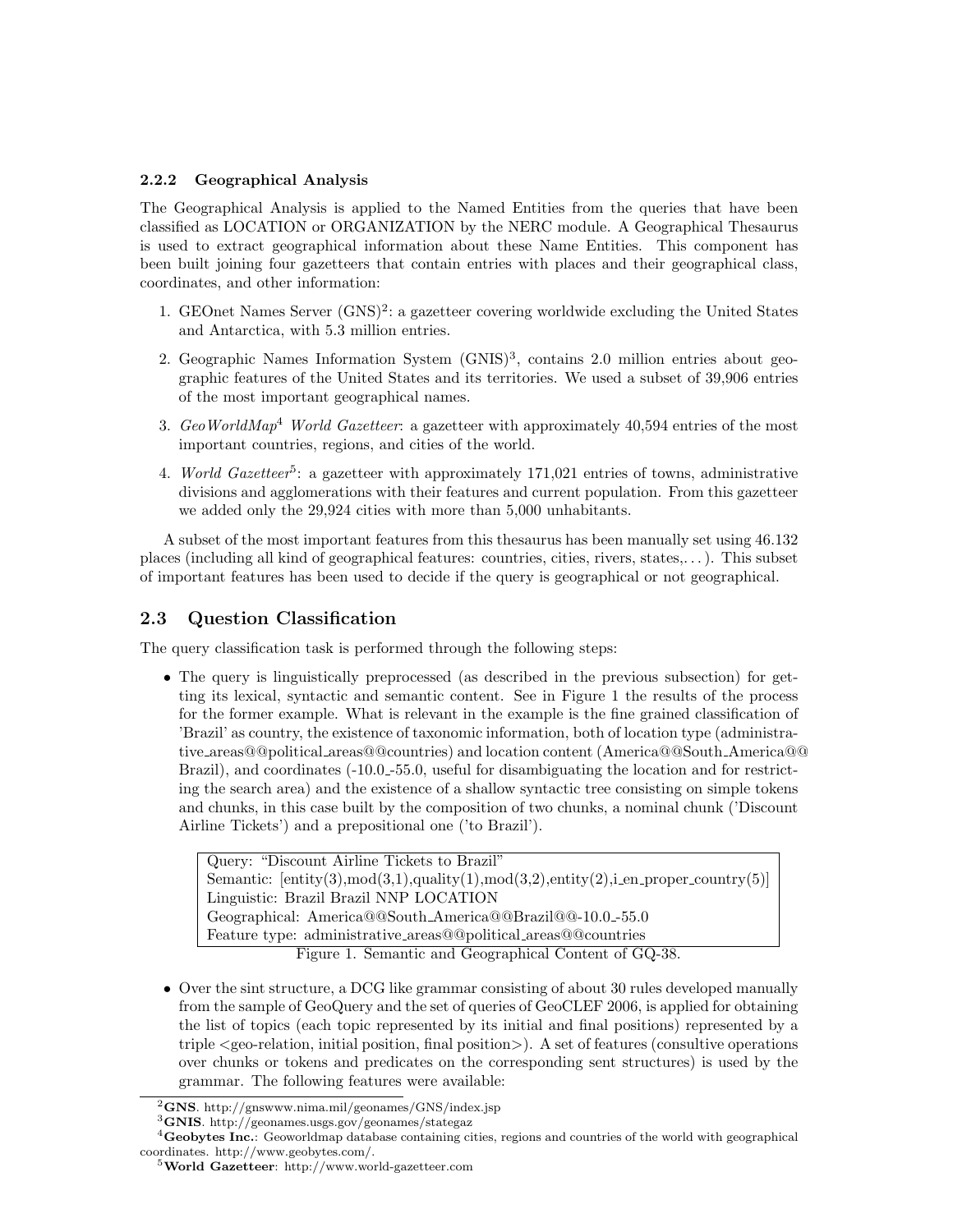#### 2.2.2 Geographical Analysis

The Geographical Analysis is applied to the Named Entities from the queries that have been classified as LOCATION or ORGANIZATION by the NERC module. A Geographical Thesaurus is used to extract geographical information about these Name Entities. This component has been built joining four gazetteers that contain entries with places and their geographical class, coordinates, and other information:

1. GEOnet Names Server (GNS)[2]: a gazetteer covering worldwide excluding the United States and Antarctica, with 5.3 million entries.
2. Geographic Names Information System (GNIS)[3], contains 2.0 million entries about geographic features of the United States and its territories. We used a subset of 39,906 entries of the most important geographical names.
3. *GeoWorldMap*[4] *World Gazetteer*: a gazetteer with approximately 40,594 entries of the most important countries, regions, and cities of the world.
4. *World Gazetteer*[5]: a gazetteer with approximately 171,021 entries of towns, administrative divisions and agglomerations with their features and current population. From this gazetteer we added only the 29,924 cities with more than 5,000 unhabitants.

A subset of the most important features from this thesaurus has been manually set using 46.132 places (including all kind of geographical features: countries, cities, rivers, states,. . . ). This subset of important features has been used to decide if the query is geographical or not geographical.

### 2.3 Question Classification

The query classification task is performed through the following steps:

- The query is linguistically preprocessed (as described in the previous subsection) for getting its lexical, syntactic and semantic content. See in Figure 1 the results of the process for the former example. What is relevant in the example is the fine grained classification of 'Brazil' as country, the existence of taxonomic information, both of location type (administrative_areas@@political_areas@@countries) and location content (America@@South_America@@Brazil), and coordinates (-10.0_-55.0, useful for disambiguating the location and for restricting the search area) and the existence of a shallow syntactic tree consisting on simple tokens and chunks, in this case built by the composition of two chunks, a nominal chunk ('Discount Airline Tickets') and a prepositional one ('to Brazil').

```
Query: "Discount Airline Tickets to Brazil"
Semantic: [entity(3),mod(3,1),quality(1),mod(3,2),entity(2),i_en_proper_country(5)]
Linguistic: Brazil Brazil NNP LOCATION
Geographical: America@@South_America@@Brazil@@-10.0_-55.0
Feature type: administrative_areas@@political_areas@@countries
```

Figure 1. Semantic and Geographical Content of GQ-38.

- Over the sint structure, a DCG like grammar consisting of about 30 rules developed manually from the sample of GeoQuery and the set of queries of GeoCLEF 2006, is applied for obtaining the list of topics (each topic represented by its initial and final positions) represented by a triple <geo-relation, initial position, final position>). A set of features (consultive operations over chunks or tokens and predicates on the corresponding sent structures) is used by the grammar. The following features were available:

---

[2] **GNS**. http://gnswww.nima.mil/geonames/GNS/index.jsp

[3] **GNIS**. http://geonames.usgs.gov/geonames/stategaz

[4] **Geobytes Inc.**: Geoworldmap database containing cities, regions and countries of the world with geographical coordinates. http://www.geobytes.com/.

[5] **World Gazetteer**: http://www.world-gazetteer.com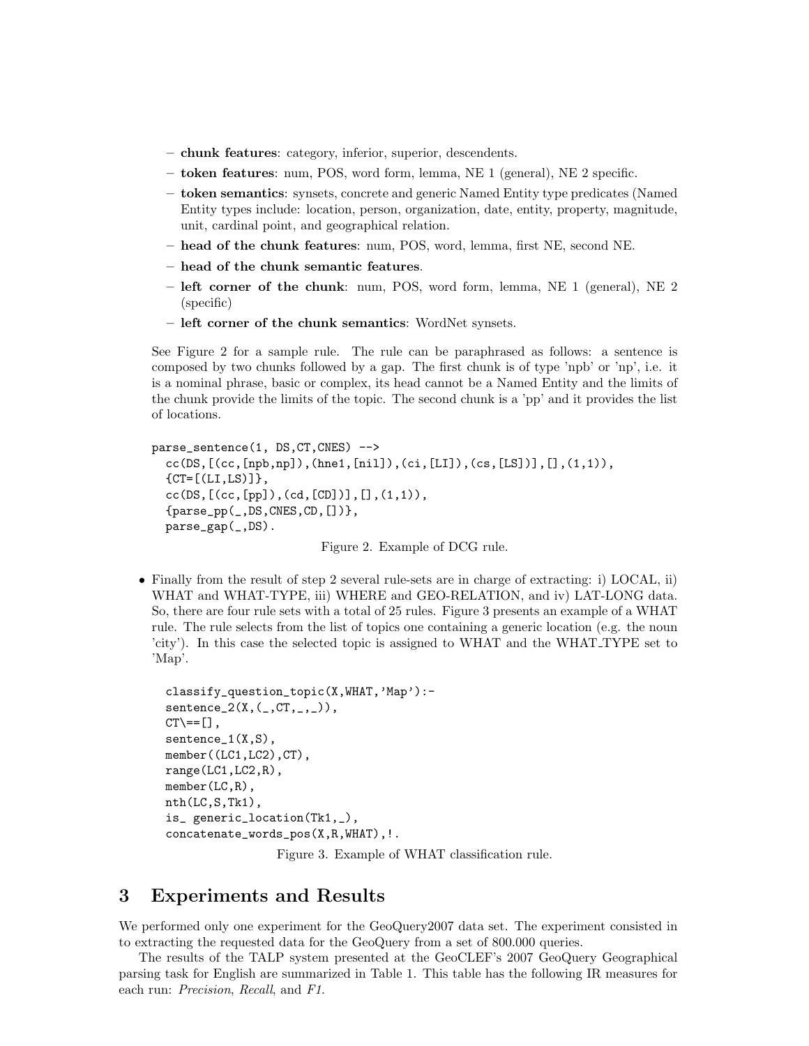- **chunk features**: category, inferior, superior, descendents.
- **token features**: num, POS, word form, lemma, NE 1 (general), NE 2 specific.
- **token semantics**: synsets, concrete and generic Named Entity type predicates (Named Entity types include: location, person, organization, date, entity, property, magnitude, unit, cardinal point, and geographical relation.
- **head of the chunk features**: num, POS, word, lemma, first NE, second NE.
- **head of the chunk semantic features**.
- **left corner of the chunk**: num, POS, word form, lemma, NE 1 (general), NE 2 (specific)
- **left corner of the chunk semantics**: WordNet synsets.

See Figure 2 for a sample rule. The rule can be paraphrased as follows: a sentence is composed by two chunks followed by a gap. The first chunk is of type 'npb' or 'np', i.e. it is a nominal phrase, basic or complex, its head cannot be a Named Entity and the limits of the chunk provide the limits of the topic. The second chunk is a 'pp' and it provides the list of locations.

```
parse_sentence(1, DS,CT,CNES) -->
  cc(DS,[(cc,[npb,np]),(hne1,[nil]),(ci,[LI]),(cs,[LS])],[],(1,1)),
  {CT=[(LI,LS)]},
  cc(DS,[(cc,[pp]),(cd,[CD])],[],(1,1)),
  {parse_pp(_,DS,CNES,CD,[])},
  parse_gap(_,DS).
```

Figure 2. Example of DCG rule.

- Finally from the result of step 2 several rule-sets are in charge of extracting: i) LOCAL, ii) WHAT and WHAT-TYPE, iii) WHERE and GEO-RELATION, and iv) LAT-LONG data. So, there are four rule sets with a total of 25 rules. Figure 3 presents an example of a WHAT rule. The rule selects from the list of topics one containing a generic location (e.g. the noun 'city'). In this case the selected topic is assigned to WHAT and the WHAT_TYPE set to 'Map'.

```
classify_question_topic(X,WHAT,'Map'):-
sentence_2(X,(_,CT,_,_)),
CT\==[],
sentence_1(X,S),
member((LC1,LC2),CT),
range(LC1,LC2,R),
member(LC,R),
nth(LC,S,Tk1),
is_ generic_location(Tk1,_),
concatenate_words_pos(X,R,WHAT),!.
```

Figure 3. Example of WHAT classification rule.

# 3 Experiments and Results

We performed only one experiment for the GeoQuery2007 data set. The experiment consisted in to extracting the requested data for the GeoQuery from a set of 800.000 queries.

The results of the TALP system presented at the GeoCLEF's 2007 GeoQuery Geographical parsing task for English are summarized in Table 1. This table has the following IR measures for each run: *Precision*, *Recall*, and *F1*.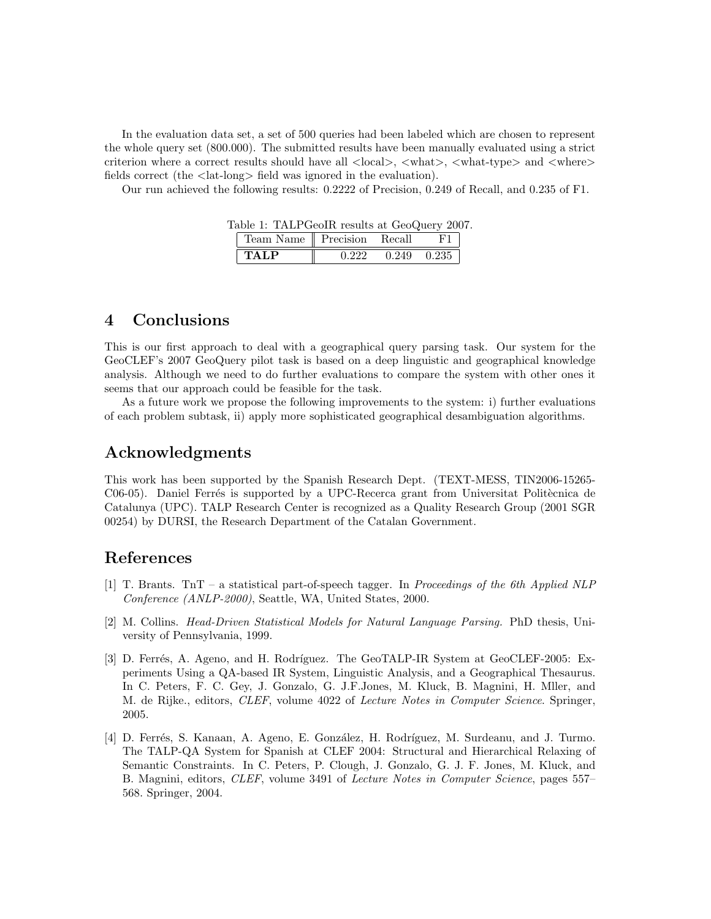In the evaluation data set, a set of 500 queries had been labeled which are chosen to represent the whole query set (800.000). The submitted results have been manually evaluated using a strict criterion where a correct results should have all <local>, <what>, <what-type> and <where> fields correct (the <lat-long> field was ignored in the evaluation).

Our run achieved the following results: 0.2222 of Precision, 0.249 of Recall, and 0.235 of F1.

Table 1: TALPGeoIR results at GeoQuery 2007.

| Team Name | Precision | Recall | F1 |
|---|---|---|---|
| **TALP** | 0.222 | 0.249 | 0.235 |

## 4 Conclusions

This is our first approach to deal with a geographical query parsing task. Our system for the GeoCLEF's 2007 GeoQuery pilot task is based on a deep linguistic and geographical knowledge analysis. Although we need to do further evaluations to compare the system with other ones it seems that our approach could be feasible for the task.

As a future work we propose the following improvements to the system: i) further evaluations of each problem subtask, ii) apply more sophisticated geographical desambiguation algorithms.

## Acknowledgments

This work has been supported by the Spanish Research Dept. (TEXT-MESS, TIN2006-15265-C06-05). Daniel Ferrés is supported by a UPC-Recerca grant from Universitat Politècnica de Catalunya (UPC). TALP Research Center is recognized as a Quality Research Group (2001 SGR 00254) by DURSI, the Research Department of the Catalan Government.

## References

[1] T. Brants. TnT – a statistical part-of-speech tagger. In *Proceedings of the 6th Applied NLP Conference (ANLP-2000)*, Seattle, WA, United States, 2000.

[2] M. Collins. *Head-Driven Statistical Models for Natural Language Parsing*. PhD thesis, University of Pennsylvania, 1999.

[3] D. Ferrés, A. Ageno, and H. Rodríguez. The GeoTALP-IR System at GeoCLEF-2005: Experiments Using a QA-based IR System, Linguistic Analysis, and a Geographical Thesaurus. In C. Peters, F. C. Gey, J. Gonzalo, G. J.F.Jones, M. Kluck, B. Magnini, H. Mller, and M. de Rijke., editors, *CLEF*, volume 4022 of *Lecture Notes in Computer Science*. Springer, 2005.

[4] D. Ferrés, S. Kanaan, A. Ageno, E. González, H. Rodríguez, M. Surdeanu, and J. Turmo. The TALP-QA System for Spanish at CLEF 2004: Structural and Hierarchical Relaxing of Semantic Constraints. In C. Peters, P. Clough, J. Gonzalo, G. J. F. Jones, M. Kluck, and B. Magnini, editors, *CLEF*, volume 3491 of *Lecture Notes in Computer Science*, pages 557–568. Springer, 2004.